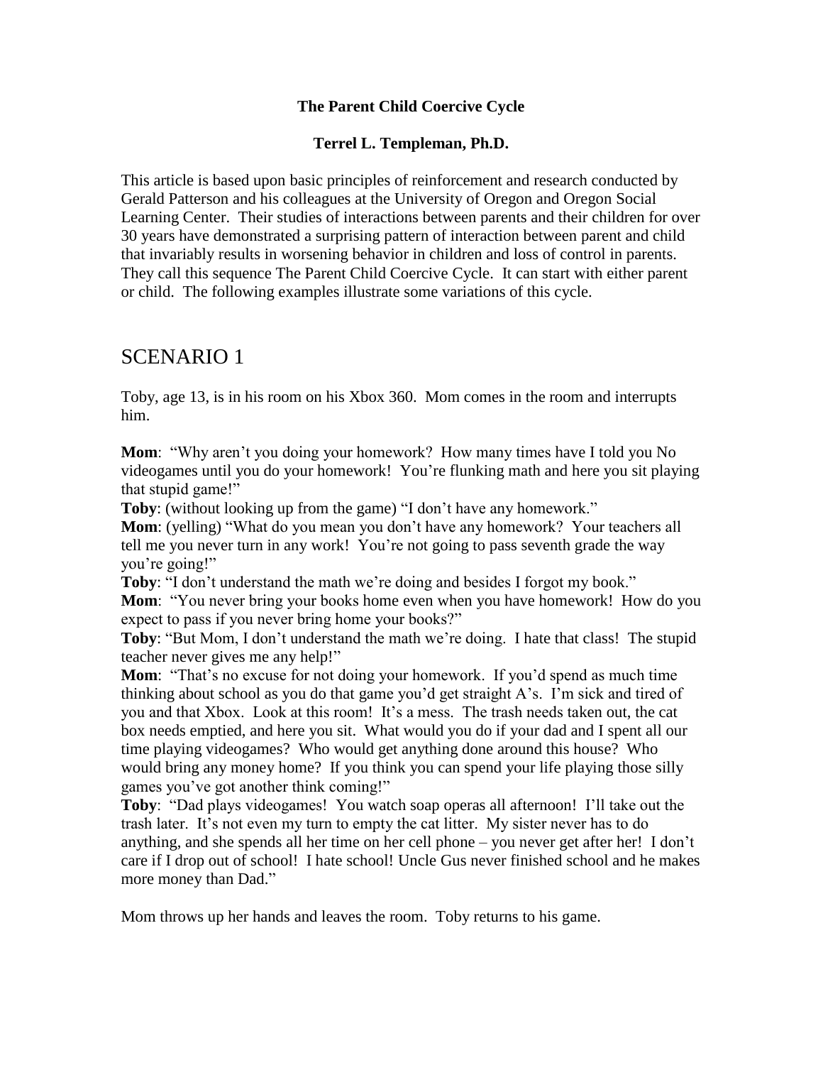**The Parent Child Coercive Cycle**

**Terrel L. Templeman, Ph.D.**

This article is based upon basic principles of reinforcement and research conducted by Gerald Patterson and his colleagues at the University of Oregon and Oregon Social Learning Center. Their studies of interactions between parents and their children for over 30 years have demonstrated a surprising pattern of interaction between parent and child that invariably results in worsening behavior in children and loss of control in parents. They call this sequence The Parent Child Coercive Cycle. It can start with either parent or child. The following examples illustrate some variations of this cycle.

# SCENARIO 1

Toby, age 13, is in his room on his Xbox 360. Mom comes in the room and interrupts him.

**Mom**: "Why aren't you doing your homework? How many times have I told you No videogames until you do your homework! You're flunking math and here you sit playing that stupid game!"
**Toby**: (without looking up from the game) "I don't have any homework."
**Mom**: (yelling) "What do you mean you don't have any homework? Your teachers all tell me you never turn in any work! You're not going to pass seventh grade the way you're going!"
**Toby**: "I don't understand the math we're doing and besides I forgot my book."
**Mom**: "You never bring your books home even when you have homework! How do you expect to pass if you never bring home your books?"
**Toby**: "But Mom, I don't understand the math we're doing. I hate that class! The stupid teacher never gives me any help!"
**Mom**: "That's no excuse for not doing your homework. If you'd spend as much time thinking about school as you do that game you'd get straight A's. I'm sick and tired of you and that Xbox. Look at this room! It's a mess. The trash needs taken out, the cat box needs emptied, and here you sit. What would you do if your dad and I spent all our time playing videogames? Who would get anything done around this house? Who would bring any money home? If you think you can spend your life playing those silly games you've got another think coming!"
**Toby**: "Dad plays videogames! You watch soap operas all afternoon! I'll take out the trash later. It's not even my turn to empty the cat litter. My sister never has to do anything, and she spends all her time on her cell phone – you never get after her! I don't care if I drop out of school! I hate school! Uncle Gus never finished school and he makes more money than Dad."

Mom throws up her hands and leaves the room. Toby returns to his game.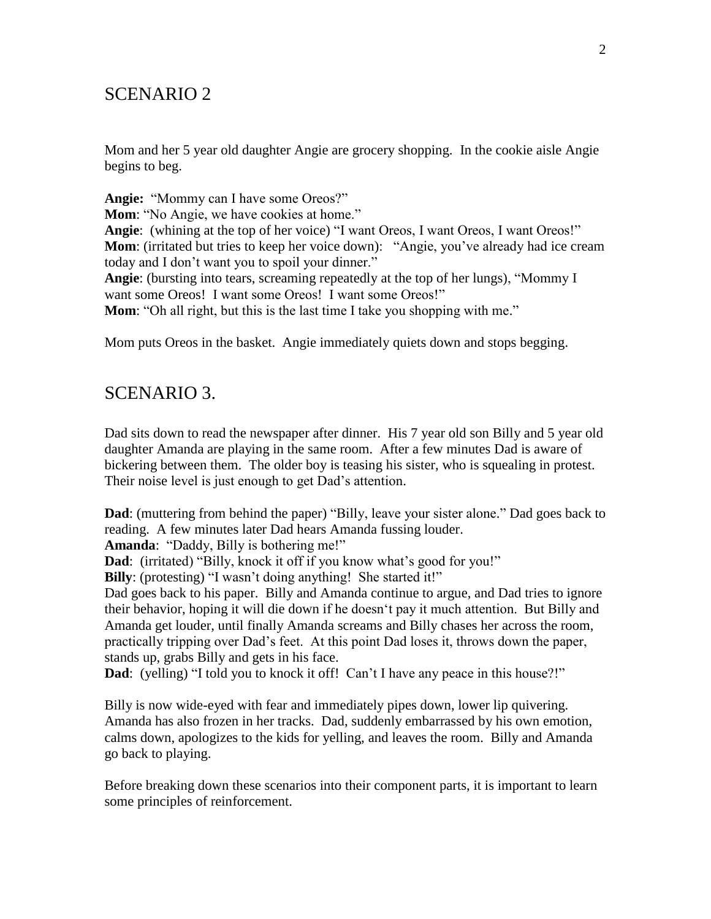## SCENARIO 2

Mom and her 5 year old daughter Angie are grocery shopping. In the cookie aisle Angie begins to beg.

**Angie:** "Mommy can I have some Oreos?"
**Mom**: "No Angie, we have cookies at home."
**Angie**: (whining at the top of her voice) "I want Oreos, I want Oreos, I want Oreos!"
**Mom**: (irritated but tries to keep her voice down): "Angie, you've already had ice cream today and I don't want you to spoil your dinner."
**Angie**: (bursting into tears, screaming repeatedly at the top of her lungs), "Mommy I want some Oreos! I want some Oreos! I want some Oreos!"
**Mom**: "Oh all right, but this is the last time I take you shopping with me."

Mom puts Oreos in the basket. Angie immediately quiets down and stops begging.

## SCENARIO 3.

Dad sits down to read the newspaper after dinner. His 7 year old son Billy and 5 year old daughter Amanda are playing in the same room. After a few minutes Dad is aware of bickering between them. The older boy is teasing his sister, who is squealing in protest. Their noise level is just enough to get Dad's attention.

**Dad**: (muttering from behind the paper) "Billy, leave your sister alone." Dad goes back to reading. A few minutes later Dad hears Amanda fussing louder.
**Amanda**: "Daddy, Billy is bothering me!"
**Dad**: (irritated) "Billy, knock it off if you know what's good for you!"
**Billy**: (protesting) "I wasn't doing anything! She started it!"
Dad goes back to his paper. Billy and Amanda continue to argue, and Dad tries to ignore their behavior, hoping it will die down if he doesn't pay it much attention. But Billy and Amanda get louder, until finally Amanda screams and Billy chases her across the room, practically tripping over Dad's feet. At this point Dad loses it, throws down the paper, stands up, grabs Billy and gets in his face.
**Dad**: (yelling) "I told you to knock it off! Can't I have any peace in this house?!"

Billy is now wide-eyed with fear and immediately pipes down, lower lip quivering. Amanda has also frozen in her tracks. Dad, suddenly embarrassed by his own emotion, calms down, apologizes to the kids for yelling, and leaves the room. Billy and Amanda go back to playing.

Before breaking down these scenarios into their component parts, it is important to learn some principles of reinforcement.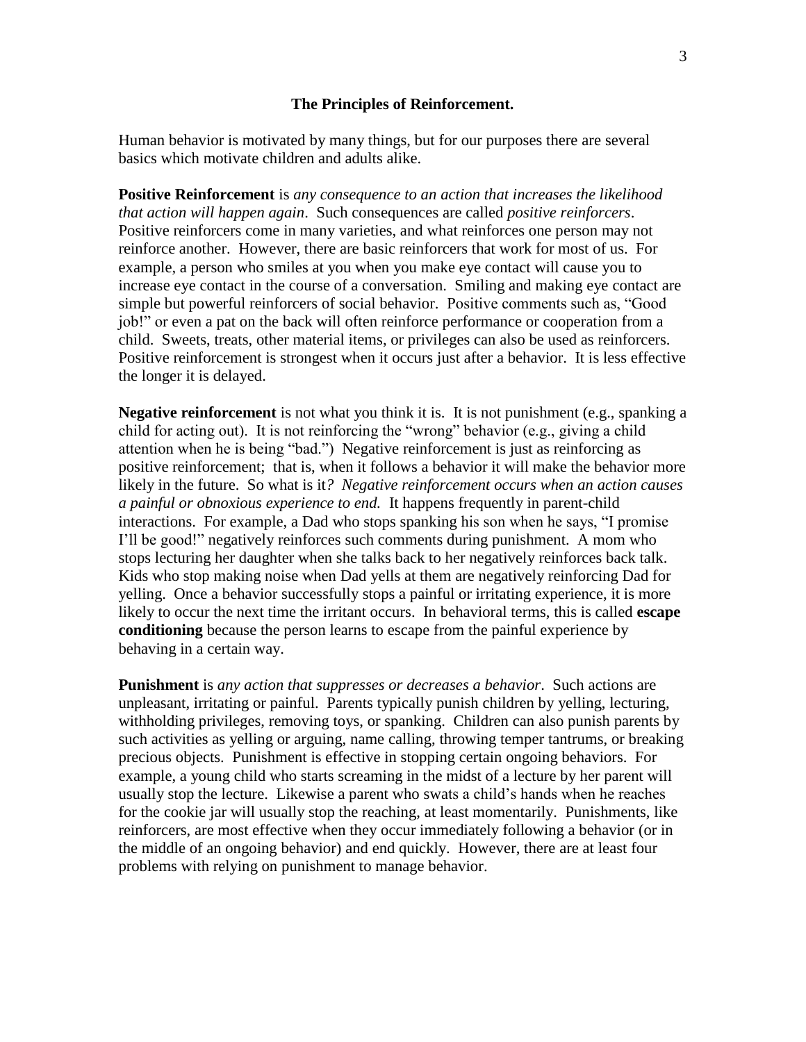## The Principles of Reinforcement.

Human behavior is motivated by many things, but for our purposes there are several basics which motivate children and adults alike.

**Positive Reinforcement** is *any consequence to an action that increases the likelihood that action will happen again*. Such consequences are called *positive reinforcers*. Positive reinforcers come in many varieties, and what reinforces one person may not reinforce another. However, there are basic reinforcers that work for most of us. For example, a person who smiles at you when you make eye contact will cause you to increase eye contact in the course of a conversation. Smiling and making eye contact are simple but powerful reinforcers of social behavior. Positive comments such as, "Good job!" or even a pat on the back will often reinforce performance or cooperation from a child. Sweets, treats, other material items, or privileges can also be used as reinforcers. Positive reinforcement is strongest when it occurs just after a behavior. It is less effective the longer it is delayed.

**Negative reinforcement** is not what you think it is. It is not punishment (e.g., spanking a child for acting out). It is not reinforcing the "wrong" behavior (e.g., giving a child attention when he is being "bad.") Negative reinforcement is just as reinforcing as positive reinforcement; that is, when it follows a behavior it will make the behavior more likely in the future. So what is it*? Negative reinforcement occurs when an action causes a painful or obnoxious experience to end.* It happens frequently in parent-child interactions. For example, a Dad who stops spanking his son when he says, "I promise I'll be good!" negatively reinforces such comments during punishment. A mom who stops lecturing her daughter when she talks back to her negatively reinforces back talk. Kids who stop making noise when Dad yells at them are negatively reinforcing Dad for yelling. Once a behavior successfully stops a painful or irritating experience, it is more likely to occur the next time the irritant occurs. In behavioral terms, this is called **escape conditioning** because the person learns to escape from the painful experience by behaving in a certain way.

**Punishment** is *any action that suppresses or decreases a behavior*. Such actions are unpleasant, irritating or painful. Parents typically punish children by yelling, lecturing, withholding privileges, removing toys, or spanking. Children can also punish parents by such activities as yelling or arguing, name calling, throwing temper tantrums, or breaking precious objects. Punishment is effective in stopping certain ongoing behaviors. For example, a young child who starts screaming in the midst of a lecture by her parent will usually stop the lecture. Likewise a parent who swats a child's hands when he reaches for the cookie jar will usually stop the reaching, at least momentarily. Punishments, like reinforcers, are most effective when they occur immediately following a behavior (or in the middle of an ongoing behavior) and end quickly. However, there are at least four problems with relying on punishment to manage behavior.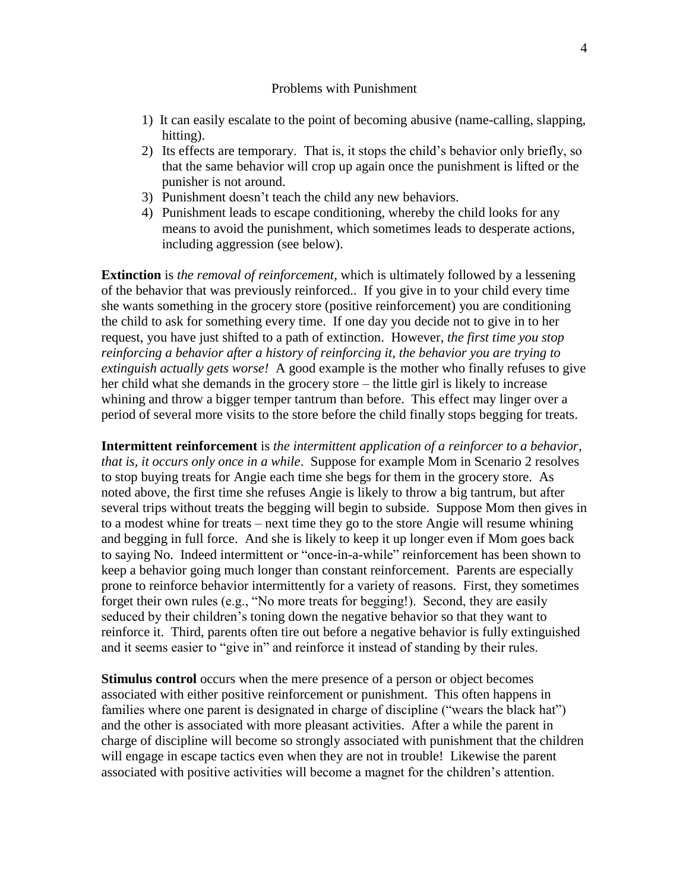## Problems with Punishment

1) It can easily escalate to the point of becoming abusive (name-calling, slapping, hitting).
2) Its effects are temporary. That is, it stops the child's behavior only briefly, so that the same behavior will crop up again once the punishment is lifted or the punisher is not around.
3) Punishment doesn't teach the child any new behaviors.
4) Punishment leads to escape conditioning, whereby the child looks for any means to avoid the punishment, which sometimes leads to desperate actions, including aggression (see below).

**Extinction** is *the removal of reinforcement*, which is ultimately followed by a lessening of the behavior that was previously reinforced.. If you give in to your child every time she wants something in the grocery store (positive reinforcement) you are conditioning the child to ask for something every time. If one day you decide not to give in to her request, you have just shifted to a path of extinction. However, *the first time you stop reinforcing a behavior after a history of reinforcing it, the behavior you are trying to extinguish actually gets worse!* A good example is the mother who finally refuses to give her child what she demands in the grocery store – the little girl is likely to increase whining and throw a bigger temper tantrum than before. This effect may linger over a period of several more visits to the store before the child finally stops begging for treats.

**Intermittent reinforcement** is *the intermittent application of a reinforcer to a behavior, that is, it occurs only once in a while*. Suppose for example Mom in Scenario 2 resolves to stop buying treats for Angie each time she begs for them in the grocery store. As noted above, the first time she refuses Angie is likely to throw a big tantrum, but after several trips without treats the begging will begin to subside. Suppose Mom then gives in to a modest whine for treats – next time they go to the store Angie will resume whining and begging in full force. And she is likely to keep it up longer even if Mom goes back to saying No. Indeed intermittent or "once-in-a-while" reinforcement has been shown to keep a behavior going much longer than constant reinforcement. Parents are especially prone to reinforce behavior intermittently for a variety of reasons. First, they sometimes forget their own rules (e.g., "No more treats for begging!). Second, they are easily seduced by their children's toning down the negative behavior so that they want to reinforce it. Third, parents often tire out before a negative behavior is fully extinguished and it seems easier to "give in" and reinforce it instead of standing by their rules.

**Stimulus control** occurs when the mere presence of a person or object becomes associated with either positive reinforcement or punishment. This often happens in families where one parent is designated in charge of discipline ("wears the black hat") and the other is associated with more pleasant activities. After a while the parent in charge of discipline will become so strongly associated with punishment that the children will engage in escape tactics even when they are not in trouble! Likewise the parent associated with positive activities will become a magnet for the children's attention.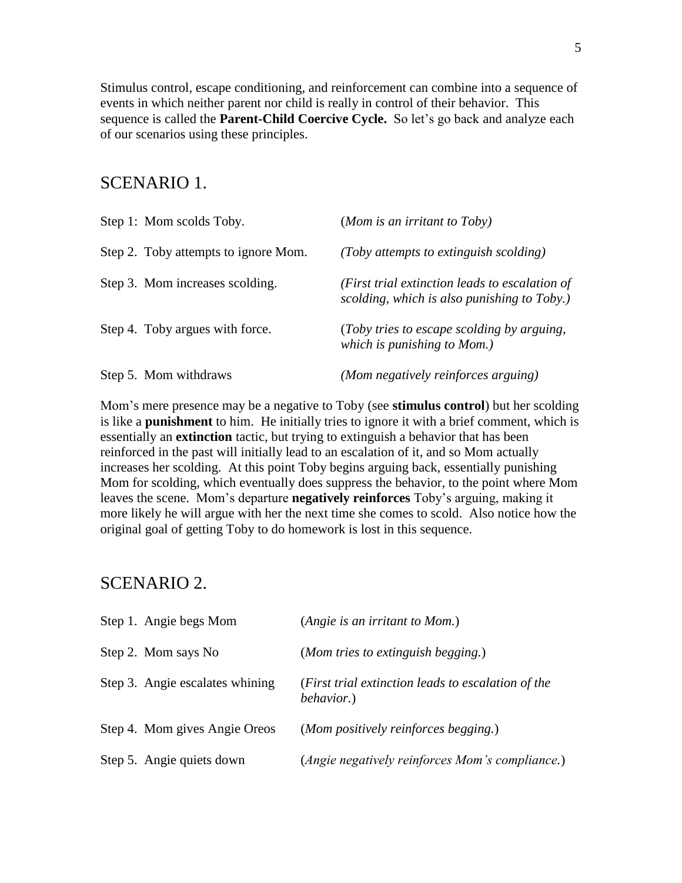Stimulus control, escape conditioning, and reinforcement can combine into a sequence of events in which neither parent nor child is really in control of their behavior. This sequence is called the **Parent-Child Coercive Cycle.** So let's go back and analyze each of our scenarios using these principles.

## SCENARIO 1.

| | |
|---|---|
| Step 1: Mom scolds Toby. | (*Mom is an irritant to Toby)* |
| Step 2. Toby attempts to ignore Mom. | *(Toby attempts to extinguish scolding)* |
| Step 3. Mom increases scolding. | *(First trial extinction leads to escalation of scolding, which is also punishing to Toby.)* |
| Step 4. Toby argues with force. | (*Toby tries to escape scolding by arguing, which is punishing to Mom.)* |
| Step 5. Mom withdraws | *(Mom negatively reinforces arguing)* |

Mom's mere presence may be a negative to Toby (see **stimulus control**) but her scolding is like a **punishment** to him. He initially tries to ignore it with a brief comment, which is essentially an **extinction** tactic, but trying to extinguish a behavior that has been reinforced in the past will initially lead to an escalation of it, and so Mom actually increases her scolding. At this point Toby begins arguing back, essentially punishing Mom for scolding, which eventually does suppress the behavior, to the point where Mom leaves the scene. Mom's departure **negatively reinforces** Toby's arguing, making it more likely he will argue with her the next time she comes to scold. Also notice how the original goal of getting Toby to do homework is lost in this sequence.

## SCENARIO 2.

| | |
|---|---|
| Step 1. Angie begs Mom | (*Angie is an irritant to Mom.*) |
| Step 2. Mom says No | (*Mom tries to extinguish begging.*) |
| Step 3. Angie escalates whining | (*First trial extinction leads to escalation of the behavior.*) |
| Step 4. Mom gives Angie Oreos | (*Mom positively reinforces begging.*) |
| Step 5. Angie quiets down | (*Angie negatively reinforces Mom's compliance.*) |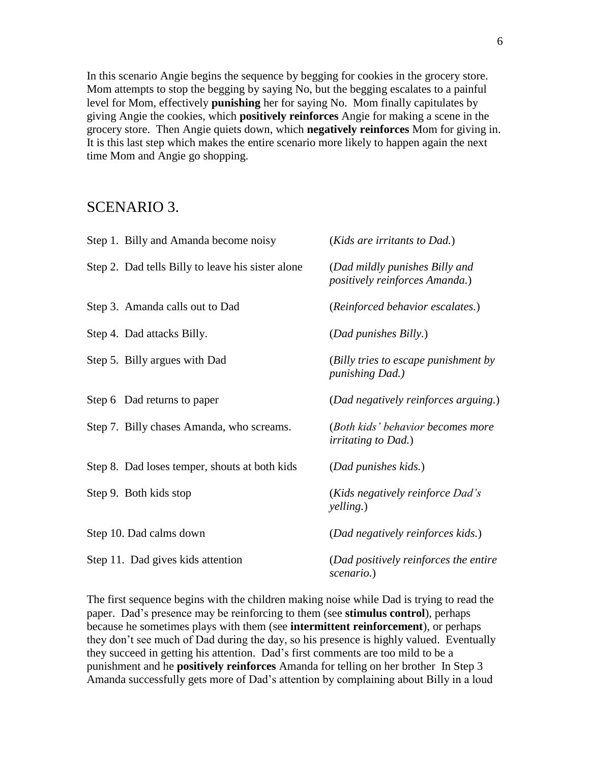In this scenario Angie begins the sequence by begging for cookies in the grocery store. Mom attempts to stop the begging by saying No, but the begging escalates to a painful level for Mom, effectively **punishing** her for saying No. Mom finally capitulates by giving Angie the cookies, which **positively reinforces** Angie for making a scene in the grocery store. Then Angie quiets down, which **negatively reinforces** Mom for giving in. It is this last step which makes the entire scenario more likely to happen again the next time Mom and Angie go shopping.

## SCENARIO 3.

| | |
|---|---|
| Step 1. Billy and Amanda become noisy | (*Kids are irritants to Dad.*) |
| Step 2. Dad tells Billy to leave his sister alone | (*Dad mildly punishes Billy and positively reinforces Amanda.*) |
| Step 3. Amanda calls out to Dad | (*Reinforced behavior escalates.*) |
| Step 4. Dad attacks Billy. | (*Dad punishes Billy.*) |
| Step 5. Billy argues with Dad | (*Billy tries to escape punishment by punishing Dad.)* |
| Step 6 Dad returns to paper | (*Dad negatively reinforces arguing.*) |
| Step 7. Billy chases Amanda, who screams. | (*Both kids' behavior becomes more irritating to Dad.*) |
| Step 8. Dad loses temper, shouts at both kids | (*Dad punishes kids.*) |
| Step 9. Both kids stop | (*Kids negatively reinforce Dad's yelling.*) |
| Step 10. Dad calms down | (*Dad negatively reinforces kids.*) |
| Step 11. Dad gives kids attention | (*Dad positively reinforces the entire scenario.*) |

The first sequence begins with the children making noise while Dad is trying to read the paper. Dad's presence may be reinforcing to them (see **stimulus control**), perhaps because he sometimes plays with them (see **intermittent reinforcement**), or perhaps they don't see much of Dad during the day, so his presence is highly valued. Eventually they succeed in getting his attention. Dad's first comments are too mild to be a punishment and he **positively reinforces** Amanda for telling on her brother In Step 3 Amanda successfully gets more of Dad's attention by complaining about Billy in a loud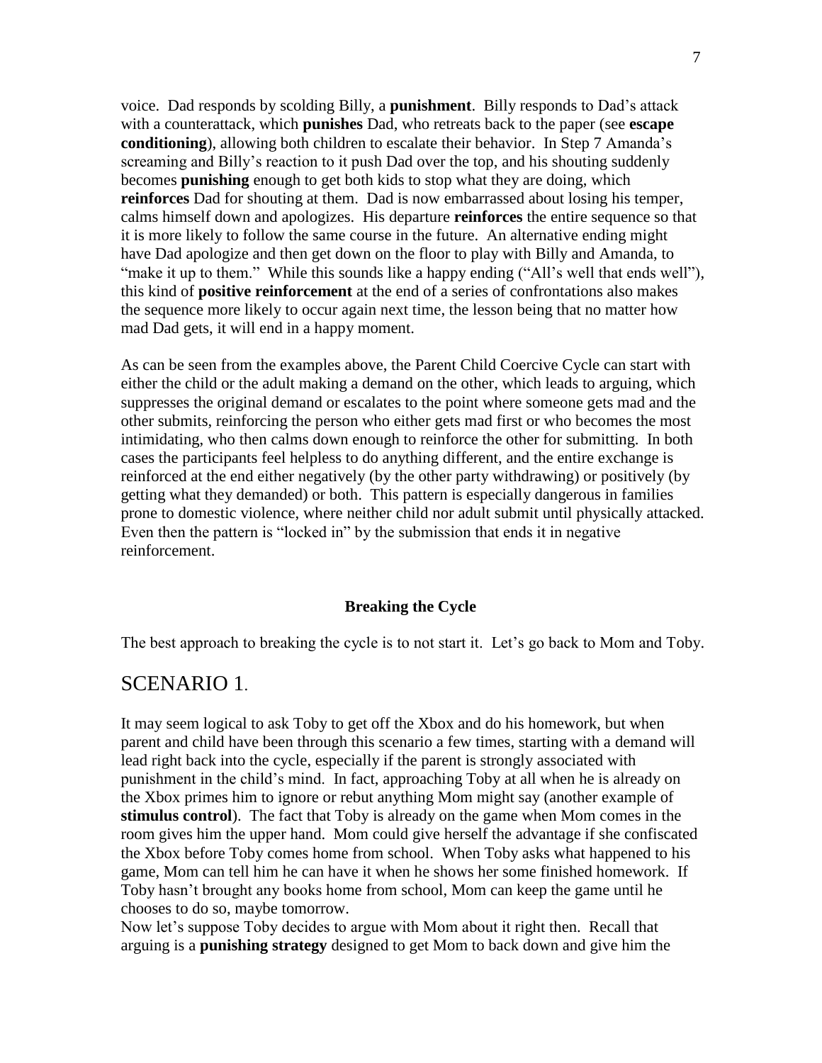voice. Dad responds by scolding Billy, a **punishment**. Billy responds to Dad's attack with a counterattack, which **punishes** Dad, who retreats back to the paper (see **escape conditioning**), allowing both children to escalate their behavior. In Step 7 Amanda's screaming and Billy's reaction to it push Dad over the top, and his shouting suddenly becomes **punishing** enough to get both kids to stop what they are doing, which **reinforces** Dad for shouting at them. Dad is now embarrassed about losing his temper, calms himself down and apologizes. His departure **reinforces** the entire sequence so that it is more likely to follow the same course in the future. An alternative ending might have Dad apologize and then get down on the floor to play with Billy and Amanda, to "make it up to them." While this sounds like a happy ending ("All's well that ends well"), this kind of **positive reinforcement** at the end of a series of confrontations also makes the sequence more likely to occur again next time, the lesson being that no matter how mad Dad gets, it will end in a happy moment.

As can be seen from the examples above, the Parent Child Coercive Cycle can start with either the child or the adult making a demand on the other, which leads to arguing, which suppresses the original demand or escalates to the point where someone gets mad and the other submits, reinforcing the person who either gets mad first or who becomes the most intimidating, who then calms down enough to reinforce the other for submitting. In both cases the participants feel helpless to do anything different, and the entire exchange is reinforced at the end either negatively (by the other party withdrawing) or positively (by getting what they demanded) or both. This pattern is especially dangerous in families prone to domestic violence, where neither child nor adult submit until physically attacked. Even then the pattern is "locked in" by the submission that ends it in negative reinforcement.

### Breaking the Cycle

The best approach to breaking the cycle is to not start it. Let's go back to Mom and Toby.

## SCENARIO 1.

It may seem logical to ask Toby to get off the Xbox and do his homework, but when parent and child have been through this scenario a few times, starting with a demand will lead right back into the cycle, especially if the parent is strongly associated with punishment in the child's mind. In fact, approaching Toby at all when he is already on the Xbox primes him to ignore or rebut anything Mom might say (another example of **stimulus control**). The fact that Toby is already on the game when Mom comes in the room gives him the upper hand. Mom could give herself the advantage if she confiscated the Xbox before Toby comes home from school. When Toby asks what happened to his game, Mom can tell him he can have it when he shows her some finished homework. If Toby hasn't brought any books home from school, Mom can keep the game until he chooses to do so, maybe tomorrow.

Now let's suppose Toby decides to argue with Mom about it right then. Recall that arguing is a **punishing strategy** designed to get Mom to back down and give him the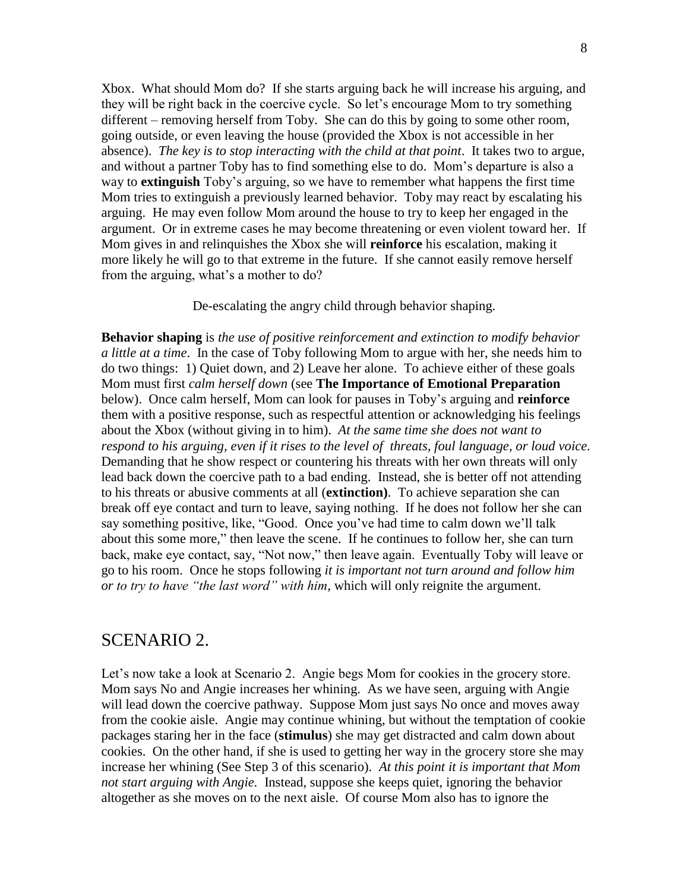Xbox. What should Mom do? If she starts arguing back he will increase his arguing, and they will be right back in the coercive cycle. So let's encourage Mom to try something different – removing herself from Toby. She can do this by going to some other room, going outside, or even leaving the house (provided the Xbox is not accessible in her absence). *The key is to stop interacting with the child at that point*. It takes two to argue, and without a partner Toby has to find something else to do. Mom's departure is also a way to **extinguish** Toby's arguing, so we have to remember what happens the first time Mom tries to extinguish a previously learned behavior. Toby may react by escalating his arguing. He may even follow Mom around the house to try to keep her engaged in the argument. Or in extreme cases he may become threatening or even violent toward her. If Mom gives in and relinquishes the Xbox she will **reinforce** his escalation, making it more likely he will go to that extreme in the future. If she cannot easily remove herself from the arguing, what's a mother to do?

De-escalating the angry child through behavior shaping.

**Behavior shaping** is *the use of positive reinforcement and extinction to modify behavior a little at a time*. In the case of Toby following Mom to argue with her, she needs him to do two things: 1) Quiet down, and 2) Leave her alone. To achieve either of these goals Mom must first *calm herself down* (see **The Importance of Emotional Preparation** below). Once calm herself, Mom can look for pauses in Toby's arguing and **reinforce** them with a positive response, such as respectful attention or acknowledging his feelings about the Xbox (without giving in to him). *At the same time she does not want to respond to his arguing, even if it rises to the level of threats, foul language, or loud voice.* Demanding that he show respect or countering his threats with her own threats will only lead back down the coercive path to a bad ending. Instead, she is better off not attending to his threats or abusive comments at all (**extinction)**. To achieve separation she can break off eye contact and turn to leave, saying nothing. If he does not follow her she can say something positive, like, "Good. Once you've had time to calm down we'll talk about this some more," then leave the scene. If he continues to follow her, she can turn back, make eye contact, say, "Not now," then leave again. Eventually Toby will leave or go to his room. Once he stops following *it is important not turn around and follow him or to try to have "the last word" with him*, which will only reignite the argument.

## SCENARIO 2.

Let's now take a look at Scenario 2. Angie begs Mom for cookies in the grocery store. Mom says No and Angie increases her whining. As we have seen, arguing with Angie will lead down the coercive pathway. Suppose Mom just says No once and moves away from the cookie aisle. Angie may continue whining, but without the temptation of cookie packages staring her in the face (**stimulus**) she may get distracted and calm down about cookies. On the other hand, if she is used to getting her way in the grocery store she may increase her whining (See Step 3 of this scenario). *At this point it is important that Mom not start arguing with Angie.* Instead, suppose she keeps quiet, ignoring the behavior altogether as she moves on to the next aisle. Of course Mom also has to ignore the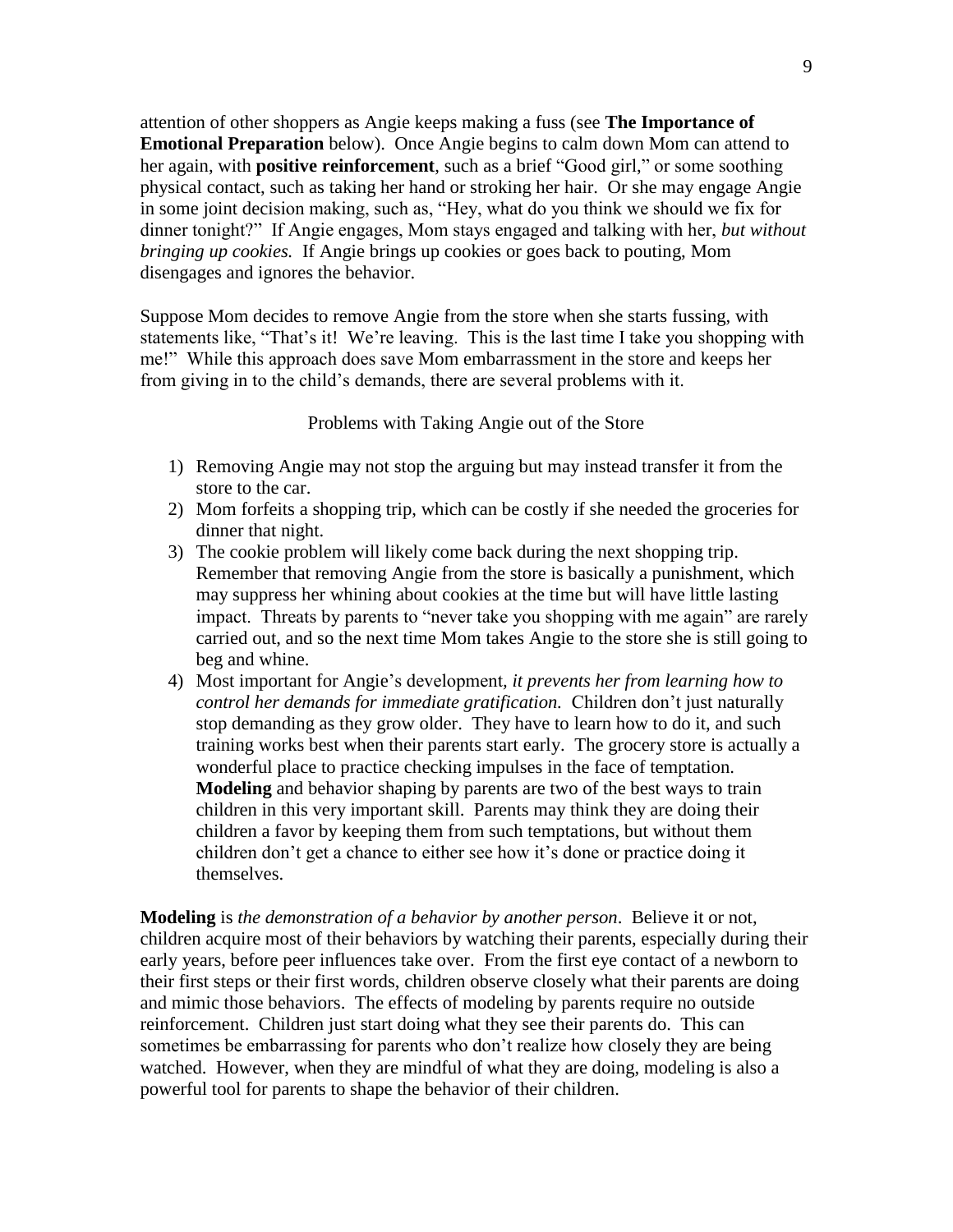attention of other shoppers as Angie keeps making a fuss (see **The Importance of Emotional Preparation** below). Once Angie begins to calm down Mom can attend to her again, with **positive reinforcement**, such as a brief "Good girl," or some soothing physical contact, such as taking her hand or stroking her hair. Or she may engage Angie in some joint decision making, such as, "Hey, what do you think we should we fix for dinner tonight?" If Angie engages, Mom stays engaged and talking with her, *but without bringing up cookies.* If Angie brings up cookies or goes back to pouting, Mom disengages and ignores the behavior.

Suppose Mom decides to remove Angie from the store when she starts fussing, with statements like, "That's it! We're leaving. This is the last time I take you shopping with me!" While this approach does save Mom embarrassment in the store and keeps her from giving in to the child's demands, there are several problems with it.

Problems with Taking Angie out of the Store

1) Removing Angie may not stop the arguing but may instead transfer it from the store to the car.
2) Mom forfeits a shopping trip, which can be costly if she needed the groceries for dinner that night.
3) The cookie problem will likely come back during the next shopping trip. Remember that removing Angie from the store is basically a punishment, which may suppress her whining about cookies at the time but will have little lasting impact. Threats by parents to "never take you shopping with me again" are rarely carried out, and so the next time Mom takes Angie to the store she is still going to beg and whine.
4) Most important for Angie's development, *it prevents her from learning how to control her demands for immediate gratification.* Children don't just naturally stop demanding as they grow older. They have to learn how to do it, and such training works best when their parents start early. The grocery store is actually a wonderful place to practice checking impulses in the face of temptation. **Modeling** and behavior shaping by parents are two of the best ways to train children in this very important skill. Parents may think they are doing their children a favor by keeping them from such temptations, but without them children don't get a chance to either see how it's done or practice doing it themselves.

**Modeling** is *the demonstration of a behavior by another person*. Believe it or not, children acquire most of their behaviors by watching their parents, especially during their early years, before peer influences take over. From the first eye contact of a newborn to their first steps or their first words, children observe closely what their parents are doing and mimic those behaviors. The effects of modeling by parents require no outside reinforcement. Children just start doing what they see their parents do. This can sometimes be embarrassing for parents who don't realize how closely they are being watched. However, when they are mindful of what they are doing, modeling is also a powerful tool for parents to shape the behavior of their children.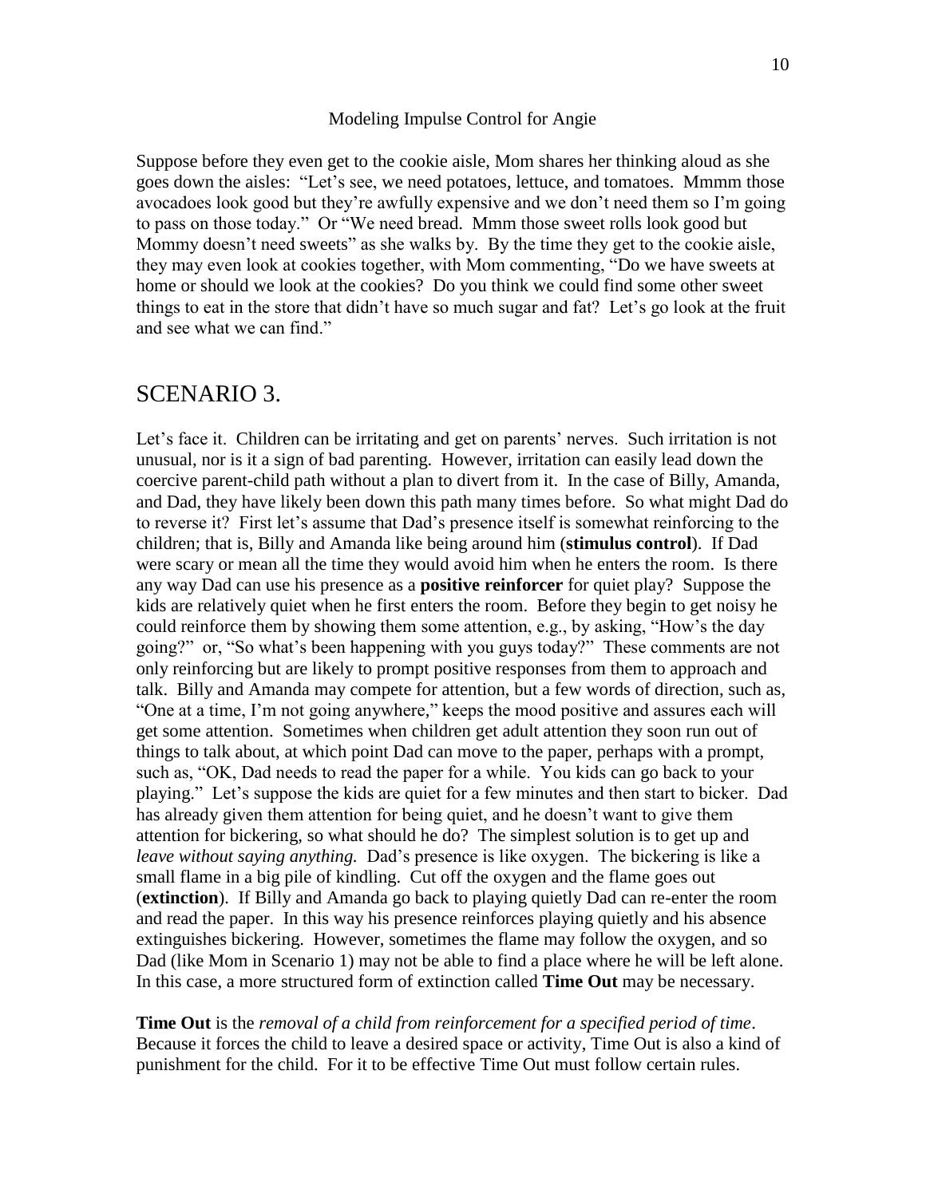### Modeling Impulse Control for Angie

Suppose before they even get to the cookie aisle, Mom shares her thinking aloud as she goes down the aisles: "Let's see, we need potatoes, lettuce, and tomatoes. Mmmm those avocadoes look good but they're awfully expensive and we don't need them so I'm going to pass on those today." Or "We need bread. Mmm those sweet rolls look good but Mommy doesn't need sweets" as she walks by. By the time they get to the cookie aisle, they may even look at cookies together, with Mom commenting, "Do we have sweets at home or should we look at the cookies? Do you think we could find some other sweet things to eat in the store that didn't have so much sugar and fat? Let's go look at the fruit and see what we can find."

## SCENARIO 3.

Let's face it. Children can be irritating and get on parents' nerves. Such irritation is not unusual, nor is it a sign of bad parenting. However, irritation can easily lead down the coercive parent-child path without a plan to divert from it. In the case of Billy, Amanda, and Dad, they have likely been down this path many times before. So what might Dad do to reverse it? First let's assume that Dad's presence itself is somewhat reinforcing to the children; that is, Billy and Amanda like being around him (**stimulus control**). If Dad were scary or mean all the time they would avoid him when he enters the room. Is there any way Dad can use his presence as a **positive reinforcer** for quiet play? Suppose the kids are relatively quiet when he first enters the room. Before they begin to get noisy he could reinforce them by showing them some attention, e.g., by asking, "How's the day going?" or, "So what's been happening with you guys today?" These comments are not only reinforcing but are likely to prompt positive responses from them to approach and talk. Billy and Amanda may compete for attention, but a few words of direction, such as, "One at a time, I'm not going anywhere," keeps the mood positive and assures each will get some attention. Sometimes when children get adult attention they soon run out of things to talk about, at which point Dad can move to the paper, perhaps with a prompt, such as, "OK, Dad needs to read the paper for a while. You kids can go back to your playing." Let's suppose the kids are quiet for a few minutes and then start to bicker. Dad has already given them attention for being quiet, and he doesn't want to give them attention for bickering, so what should he do? The simplest solution is to get up and *leave without saying anything.* Dad's presence is like oxygen. The bickering is like a small flame in a big pile of kindling. Cut off the oxygen and the flame goes out (**extinction**). If Billy and Amanda go back to playing quietly Dad can re-enter the room and read the paper. In this way his presence reinforces playing quietly and his absence extinguishes bickering. However, sometimes the flame may follow the oxygen, and so Dad (like Mom in Scenario 1) may not be able to find a place where he will be left alone. In this case, a more structured form of extinction called **Time Out** may be necessary.

**Time Out** is the *removal of a child from reinforcement for a specified period of time*. Because it forces the child to leave a desired space or activity, Time Out is also a kind of punishment for the child. For it to be effective Time Out must follow certain rules.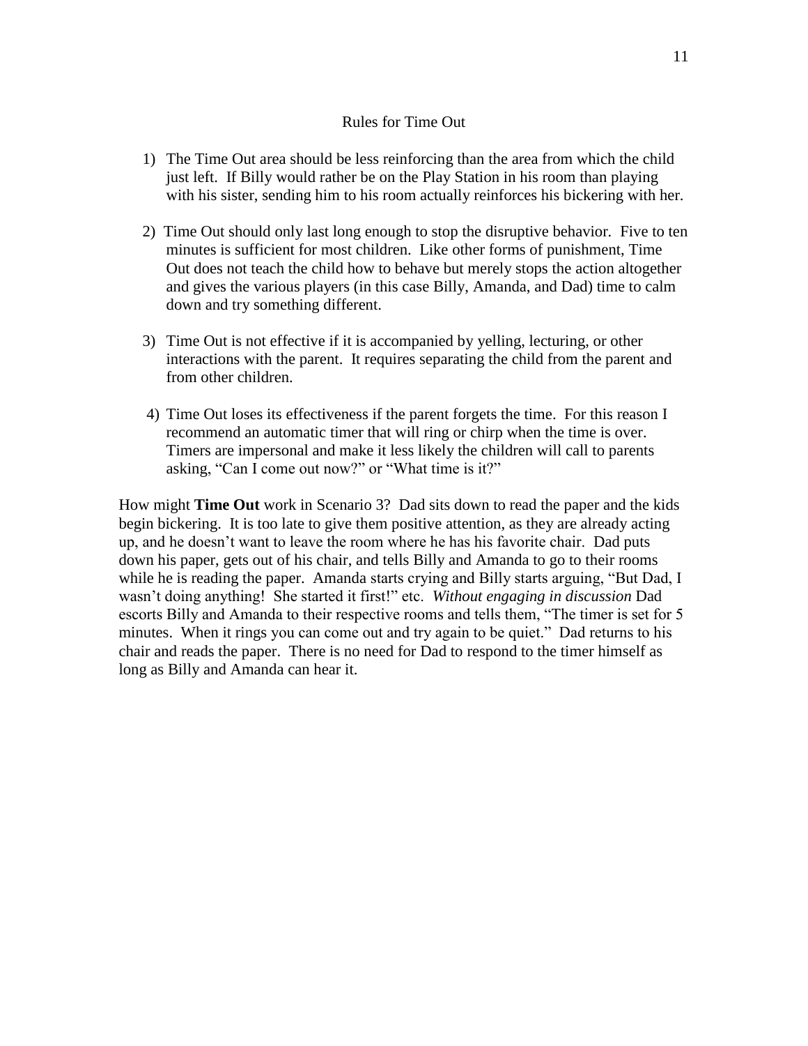## Rules for Time Out

1) The Time Out area should be less reinforcing than the area from which the child just left. If Billy would rather be on the Play Station in his room than playing with his sister, sending him to his room actually reinforces his bickering with her.

2) Time Out should only last long enough to stop the disruptive behavior. Five to ten minutes is sufficient for most children. Like other forms of punishment, Time Out does not teach the child how to behave but merely stops the action altogether and gives the various players (in this case Billy, Amanda, and Dad) time to calm down and try something different.

3) Time Out is not effective if it is accompanied by yelling, lecturing, or other interactions with the parent. It requires separating the child from the parent and from other children.

4) Time Out loses its effectiveness if the parent forgets the time. For this reason I recommend an automatic timer that will ring or chirp when the time is over. Timers are impersonal and make it less likely the children will call to parents asking, "Can I come out now?" or "What time is it?"

How might **Time Out** work in Scenario 3? Dad sits down to read the paper and the kids begin bickering. It is too late to give them positive attention, as they are already acting up, and he doesn't want to leave the room where he has his favorite chair. Dad puts down his paper, gets out of his chair, and tells Billy and Amanda to go to their rooms while he is reading the paper. Amanda starts crying and Billy starts arguing, "But Dad, I wasn't doing anything! She started it first!" etc. *Without engaging in discussion* Dad escorts Billy and Amanda to their respective rooms and tells them, "The timer is set for 5 minutes. When it rings you can come out and try again to be quiet." Dad returns to his chair and reads the paper. There is no need for Dad to respond to the timer himself as long as Billy and Amanda can hear it.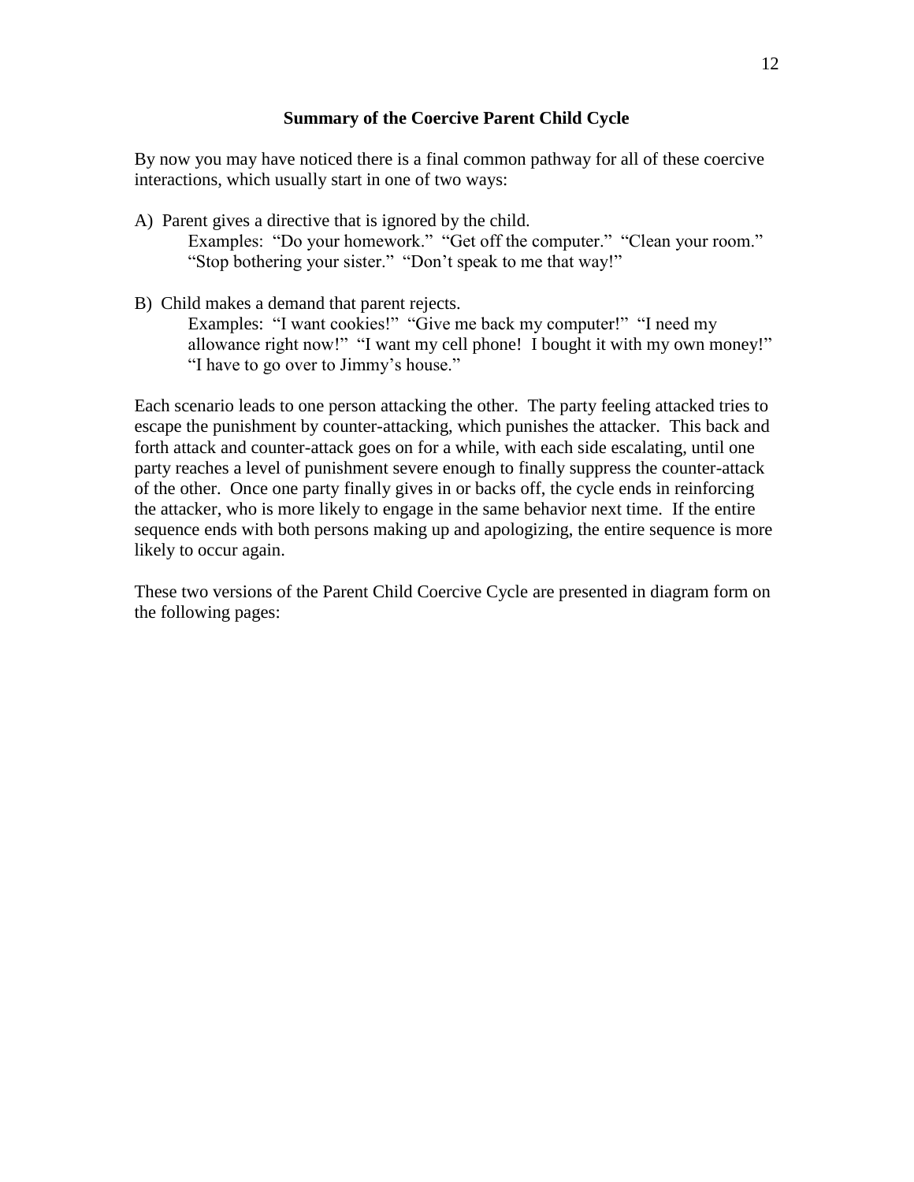## Summary of the Coercive Parent Child Cycle

By now you may have noticed there is a final common pathway for all of these coercive interactions, which usually start in one of two ways:

A) Parent gives a directive that is ignored by the child.
   Examples: "Do your homework." "Get off the computer." "Clean your room." "Stop bothering your sister." "Don't speak to me that way!"

B) Child makes a demand that parent rejects.
   Examples: "I want cookies!" "Give me back my computer!" "I need my allowance right now!" "I want my cell phone! I bought it with my own money!" "I have to go over to Jimmy's house."

Each scenario leads to one person attacking the other. The party feeling attacked tries to escape the punishment by counter-attacking, which punishes the attacker. This back and forth attack and counter-attack goes on for a while, with each side escalating, until one party reaches a level of punishment severe enough to finally suppress the counter-attack of the other. Once one party finally gives in or backs off, the cycle ends in reinforcing the attacker, who is more likely to engage in the same behavior next time. If the entire sequence ends with both persons making up and apologizing, the entire sequence is more likely to occur again.

These two versions of the Parent Child Coercive Cycle are presented in diagram form on the following pages: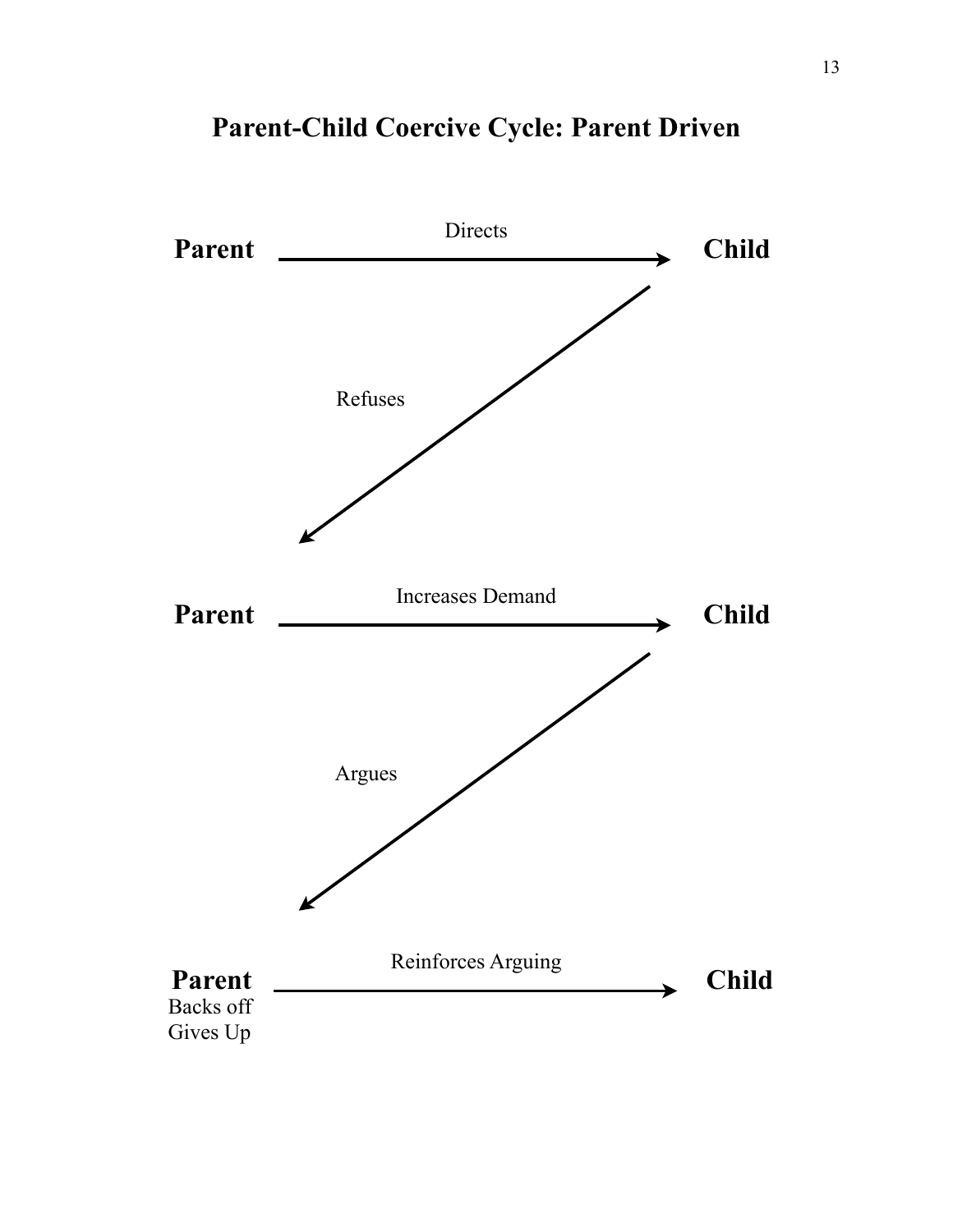# Parent-Child Coercive Cycle: Parent Driven

**Parent** → Directs → **Child**

**Child** → Refuses → **Parent**

**Parent** → Increases Demand → **Child**

**Child** → Argues → **Parent**

**Parent** (Backs off, Gives Up) → Reinforces Arguing → **Child**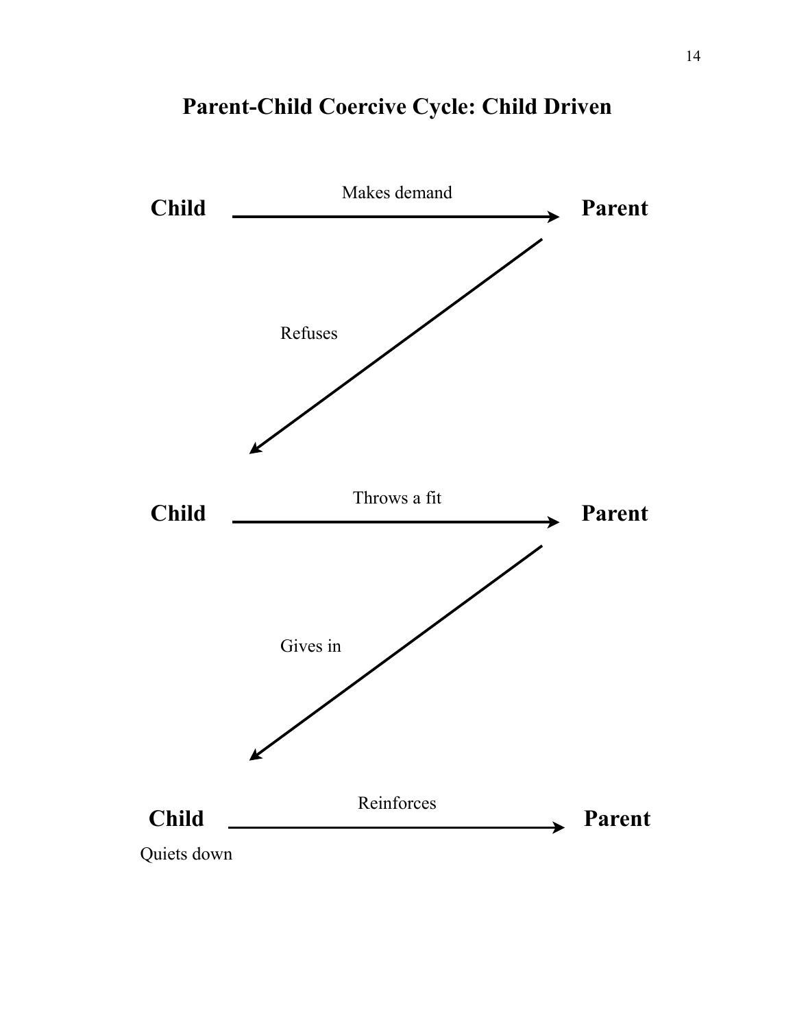# Parent-Child Coercive Cycle: Child Driven

**Child** —— Makes demand ——→ **Parent**

Refuses

**Child** —— Throws a fit ——→ **Parent**

Gives in

**Child** —— Reinforces ——→ **Parent**

Quiets down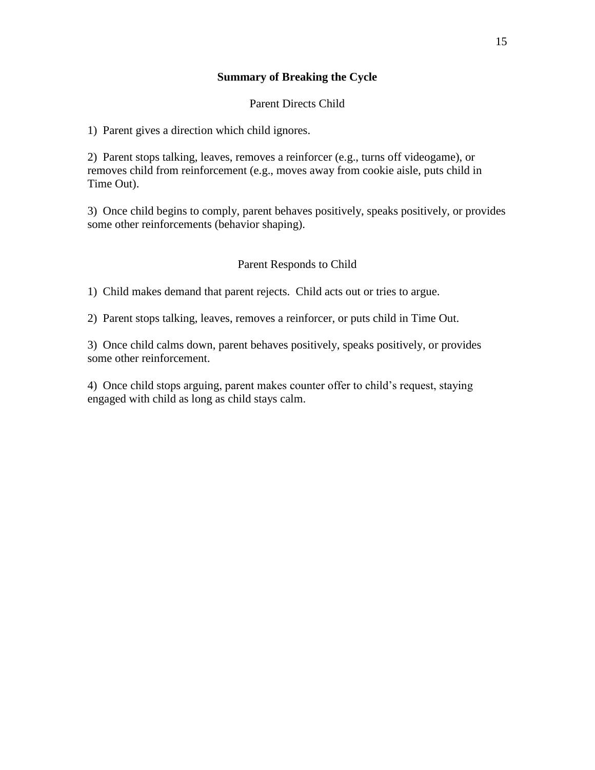## Summary of Breaking the Cycle

### Parent Directs Child

1) Parent gives a direction which child ignores.

2) Parent stops talking, leaves, removes a reinforcer (e.g., turns off videogame), or removes child from reinforcement (e.g., moves away from cookie aisle, puts child in Time Out).

3) Once child begins to comply, parent behaves positively, speaks positively, or provides some other reinforcements (behavior shaping).

### Parent Responds to Child

1) Child makes demand that parent rejects. Child acts out or tries to argue.

2) Parent stops talking, leaves, removes a reinforcer, or puts child in Time Out.

3) Once child calms down, parent behaves positively, speaks positively, or provides some other reinforcement.

4) Once child stops arguing, parent makes counter offer to child's request, staying engaged with child as long as child stays calm.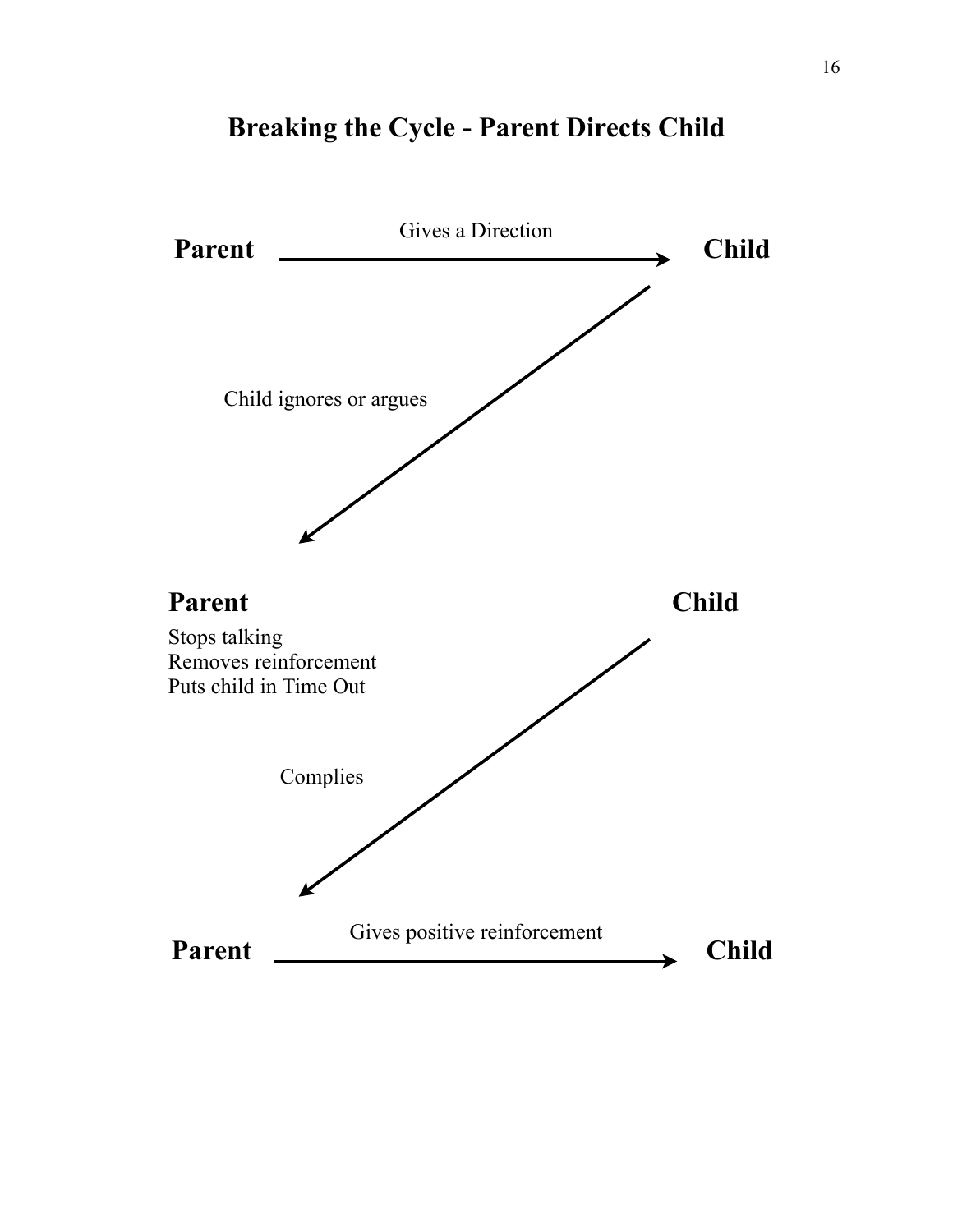# Breaking the Cycle - Parent Directs Child

**Parent** → Gives a Direction → **Child**

Child ignores or argues

**Parent**

Stops talking
Removes reinforcement
Puts child in Time Out

**Child**

Complies

**Parent** → Gives positive reinforcement → **Child**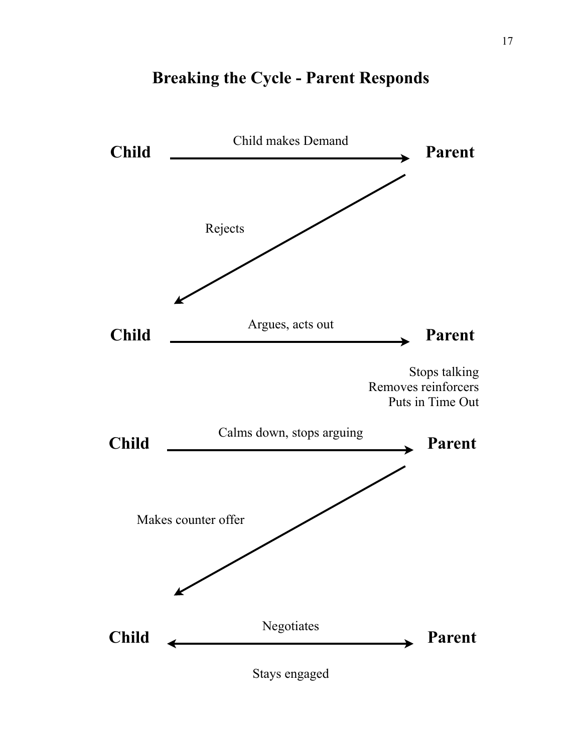# Breaking the Cycle - Parent Responds

**Child** → Child makes Demand → **Parent**

Parent → Rejects → Child

**Child** → Argues, acts out → **Parent**

Stops talking
Removes reinforcers
Puts in Time Out

**Child** → Calms down, stops arguing → **Parent**

Parent → Makes counter offer → Child

**Child** ↔ Negotiates ↔ **Parent**

Stays engaged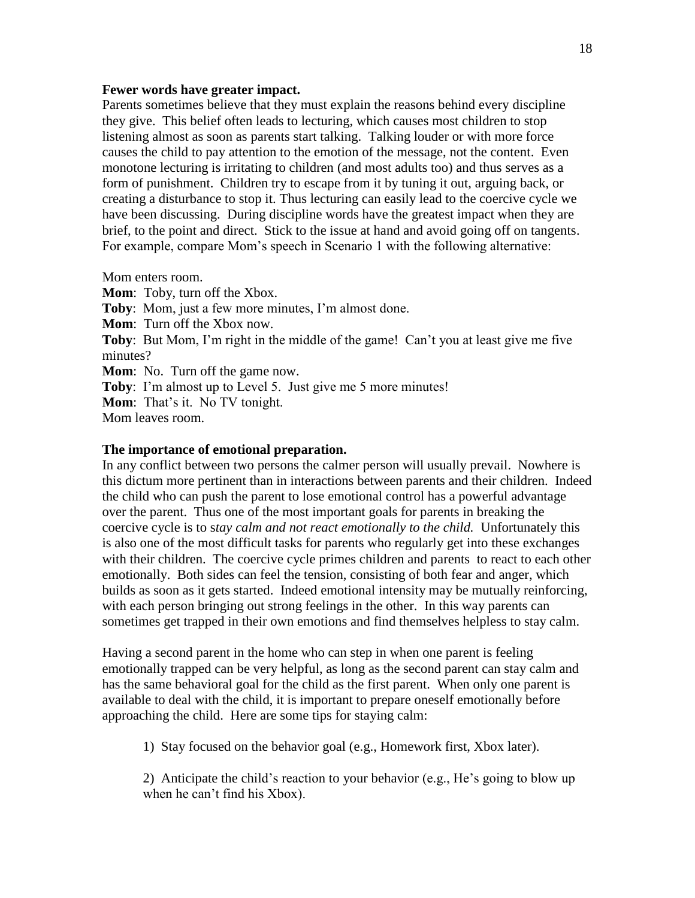**Fewer words have greater impact.**

Parents sometimes believe that they must explain the reasons behind every discipline they give. This belief often leads to lecturing, which causes most children to stop listening almost as soon as parents start talking. Talking louder or with more force causes the child to pay attention to the emotion of the message, not the content. Even monotone lecturing is irritating to children (and most adults too) and thus serves as a form of punishment. Children try to escape from it by tuning it out, arguing back, or creating a disturbance to stop it. Thus lecturing can easily lead to the coercive cycle we have been discussing. During discipline words have the greatest impact when they are brief, to the point and direct. Stick to the issue at hand and avoid going off on tangents. For example, compare Mom's speech in Scenario 1 with the following alternative:

Mom enters room.
**Mom**: Toby, turn off the Xbox.
**Toby**: Mom, just a few more minutes, I'm almost done.
**Mom**: Turn off the Xbox now.
**Toby**: But Mom, I'm right in the middle of the game! Can't you at least give me five minutes?
**Mom**: No. Turn off the game now.
**Toby**: I'm almost up to Level 5. Just give me 5 more minutes!
**Mom**: That's it. No TV tonight.
Mom leaves room.

**The importance of emotional preparation.**

In any conflict between two persons the calmer person will usually prevail. Nowhere is this dictum more pertinent than in interactions between parents and their children. Indeed the child who can push the parent to lose emotional control has a powerful advantage over the parent. Thus one of the most important goals for parents in breaking the coercive cycle is to s*tay calm and not react emotionally to the child.* Unfortunately this is also one of the most difficult tasks for parents who regularly get into these exchanges with their children. The coercive cycle primes children and parents to react to each other emotionally. Both sides can feel the tension, consisting of both fear and anger, which builds as soon as it gets started. Indeed emotional intensity may be mutually reinforcing, with each person bringing out strong feelings in the other. In this way parents can sometimes get trapped in their own emotions and find themselves helpless to stay calm.

Having a second parent in the home who can step in when one parent is feeling emotionally trapped can be very helpful, as long as the second parent can stay calm and has the same behavioral goal for the child as the first parent. When only one parent is available to deal with the child, it is important to prepare oneself emotionally before approaching the child. Here are some tips for staying calm:

1) Stay focused on the behavior goal (e.g., Homework first, Xbox later).

2) Anticipate the child's reaction to your behavior (e.g., He's going to blow up when he can't find his Xbox).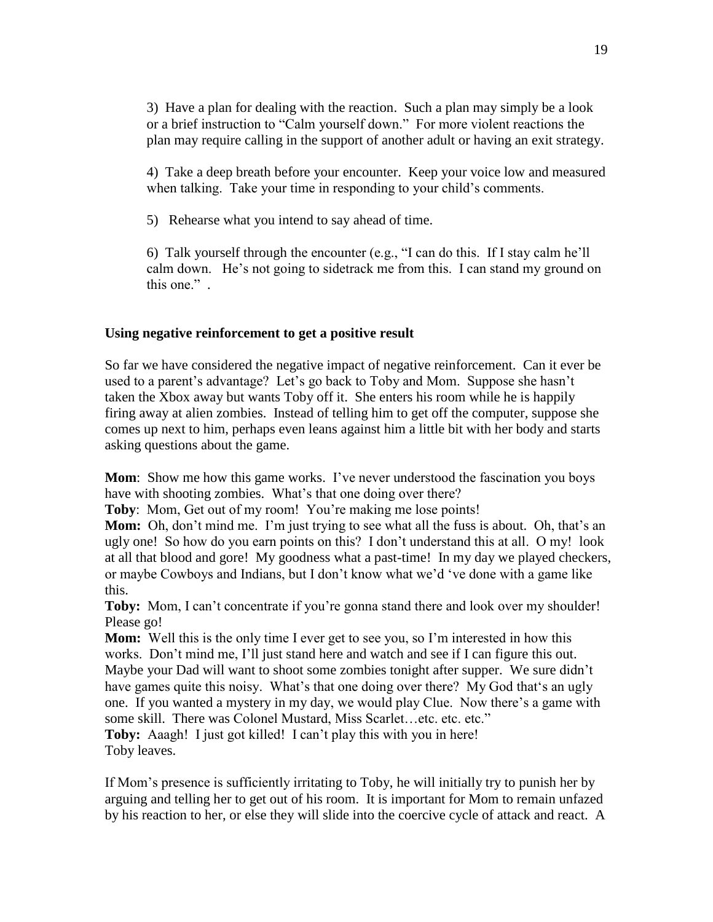3) Have a plan for dealing with the reaction. Such a plan may simply be a look or a brief instruction to "Calm yourself down." For more violent reactions the plan may require calling in the support of another adult or having an exit strategy.

4) Take a deep breath before your encounter. Keep your voice low and measured when talking. Take your time in responding to your child's comments.

5) Rehearse what you intend to say ahead of time.

6) Talk yourself through the encounter (e.g., "I can do this. If I stay calm he'll calm down. He's not going to sidetrack me from this. I can stand my ground on this one." .

**Using negative reinforcement to get a positive result**

So far we have considered the negative impact of negative reinforcement. Can it ever be used to a parent's advantage? Let's go back to Toby and Mom. Suppose she hasn't taken the Xbox away but wants Toby off it. She enters his room while he is happily firing away at alien zombies. Instead of telling him to get off the computer, suppose she comes up next to him, perhaps even leans against him a little bit with her body and starts asking questions about the game.

**Mom**: Show me how this game works. I've never understood the fascination you boys have with shooting zombies. What's that one doing over there?
**Toby**: Mom, Get out of my room! You're making me lose points!
**Mom:** Oh, don't mind me. I'm just trying to see what all the fuss is about. Oh, that's an ugly one! So how do you earn points on this? I don't understand this at all. O my! look at all that blood and gore! My goodness what a past-time! In my day we played checkers, or maybe Cowboys and Indians, but I don't know what we'd 've done with a game like this.
**Toby:** Mom, I can't concentrate if you're gonna stand there and look over my shoulder! Please go!
**Mom:** Well this is the only time I ever get to see you, so I'm interested in how this works. Don't mind me, I'll just stand here and watch and see if I can figure this out. Maybe your Dad will want to shoot some zombies tonight after supper. We sure didn't have games quite this noisy. What's that one doing over there? My God that's an ugly one. If you wanted a mystery in my day, we would play Clue. Now there's a game with some skill. There was Colonel Mustard, Miss Scarlet…etc. etc. etc."
**Toby:** Aaagh! I just got killed! I can't play this with you in here!
Toby leaves.

If Mom's presence is sufficiently irritating to Toby, he will initially try to punish her by arguing and telling her to get out of his room. It is important for Mom to remain unfazed by his reaction to her, or else they will slide into the coercive cycle of attack and react. A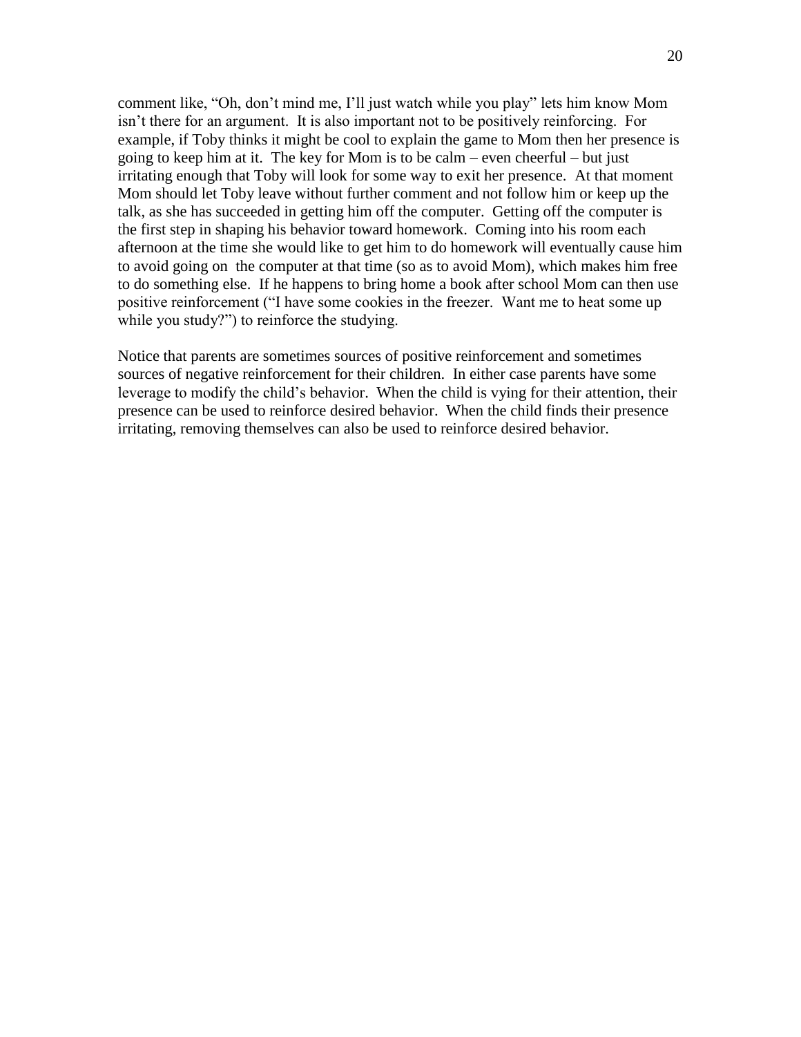comment like, "Oh, don't mind me, I'll just watch while you play" lets him know Mom isn't there for an argument. It is also important not to be positively reinforcing. For example, if Toby thinks it might be cool to explain the game to Mom then her presence is going to keep him at it. The key for Mom is to be calm – even cheerful – but just irritating enough that Toby will look for some way to exit her presence. At that moment Mom should let Toby leave without further comment and not follow him or keep up the talk, as she has succeeded in getting him off the computer. Getting off the computer is the first step in shaping his behavior toward homework. Coming into his room each afternoon at the time she would like to get him to do homework will eventually cause him to avoid going on the computer at that time (so as to avoid Mom), which makes him free to do something else. If he happens to bring home a book after school Mom can then use positive reinforcement ("I have some cookies in the freezer. Want me to heat some up while you study?") to reinforce the studying.

Notice that parents are sometimes sources of positive reinforcement and sometimes sources of negative reinforcement for their children. In either case parents have some leverage to modify the child's behavior. When the child is vying for their attention, their presence can be used to reinforce desired behavior. When the child finds their presence irritating, removing themselves can also be used to reinforce desired behavior.